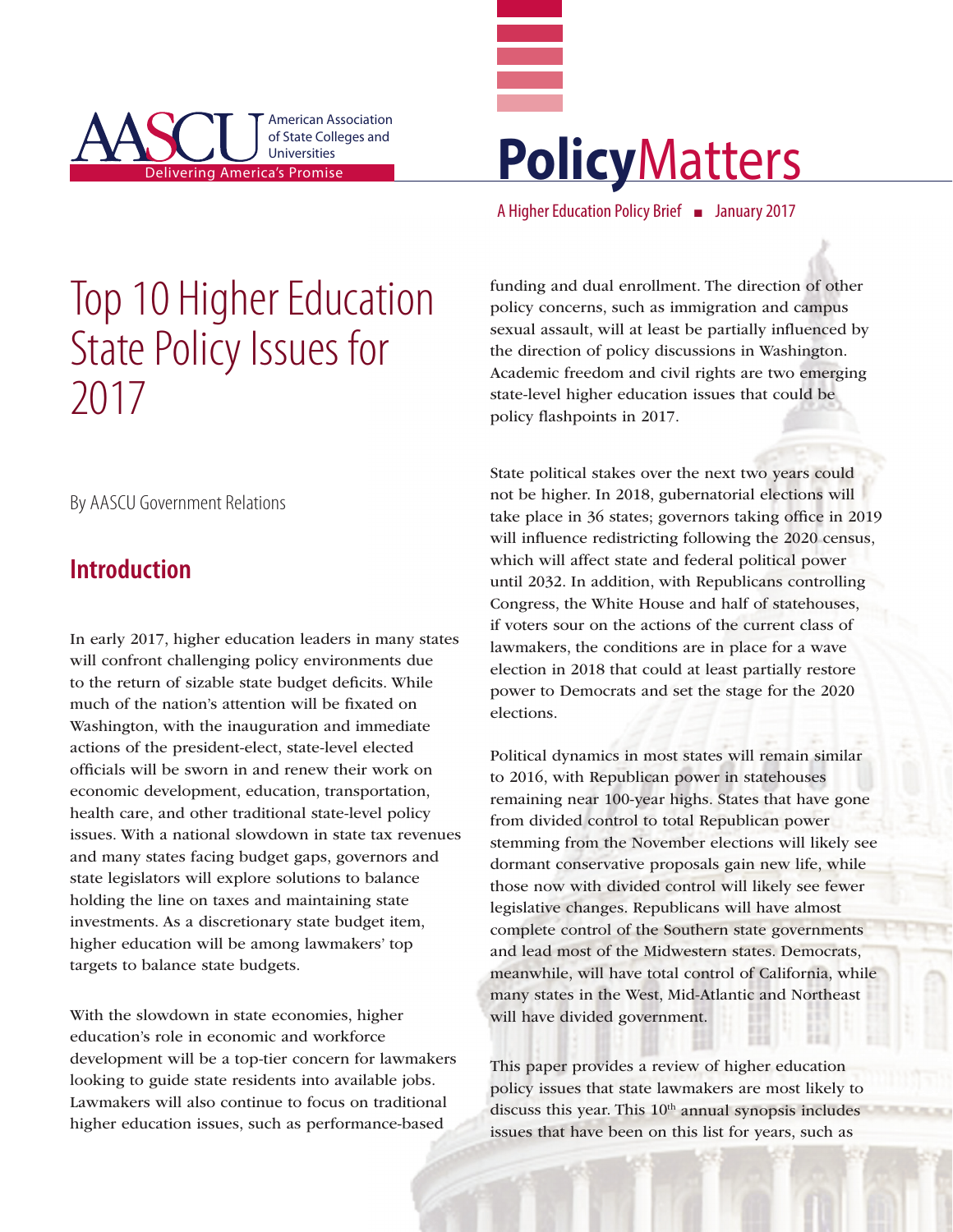AASCU American Association of State Colleges and Universities — Delivering America's Promise

**Policy**Matters

A Higher Education Policy Brief ■ January 2017

# Top 10 Higher Education State Policy Issues for 2017

By AASCU Government Relations

## Introduction

In early 2017, higher education leaders in many states will confront challenging policy environments due to the return of sizable state budget deficits. While much of the nation's attention will be fixated on Washington, with the inauguration and immediate actions of the president-elect, state-level elected officials will be sworn in and renew their work on economic development, education, transportation, health care, and other traditional state-level policy issues. With a national slowdown in state tax revenues and many states facing budget gaps, governors and state legislators will explore solutions to balance holding the line on taxes and maintaining state investments. As a discretionary state budget item, higher education will be among lawmakers' top targets to balance state budgets.

With the slowdown in state economies, higher education's role in economic and workforce development will be a top-tier concern for lawmakers looking to guide state residents into available jobs. Lawmakers will also continue to focus on traditional higher education issues, such as performance-based funding and dual enrollment. The direction of other policy concerns, such as immigration and campus sexual assault, will at least be partially influenced by the direction of policy discussions in Washington. Academic freedom and civil rights are two emerging state-level higher education issues that could be policy flashpoints in 2017.

State political stakes over the next two years could not be higher. In 2018, gubernatorial elections will take place in 36 states; governors taking office in 2019 will influence redistricting following the 2020 census, which will affect state and federal political power until 2032. In addition, with Republicans controlling Congress, the White House and half of statehouses, if voters sour on the actions of the current class of lawmakers, the conditions are in place for a wave election in 2018 that could at least partially restore power to Democrats and set the stage for the 2020 elections.

Political dynamics in most states will remain similar to 2016, with Republican power in statehouses remaining near 100-year highs. States that have gone from divided control to total Republican power stemming from the November elections will likely see dormant conservative proposals gain new life, while those now with divided control will likely see fewer legislative changes. Republicans will have almost complete control of the Southern state governments and lead most of the Midwestern states. Democrats, meanwhile, will have total control of California, while many states in the West, Mid-Atlantic and Northeast will have divided government.

This paper provides a review of higher education policy issues that state lawmakers are most likely to discuss this year. This 10th annual synopsis includes issues that have been on this list for years, such as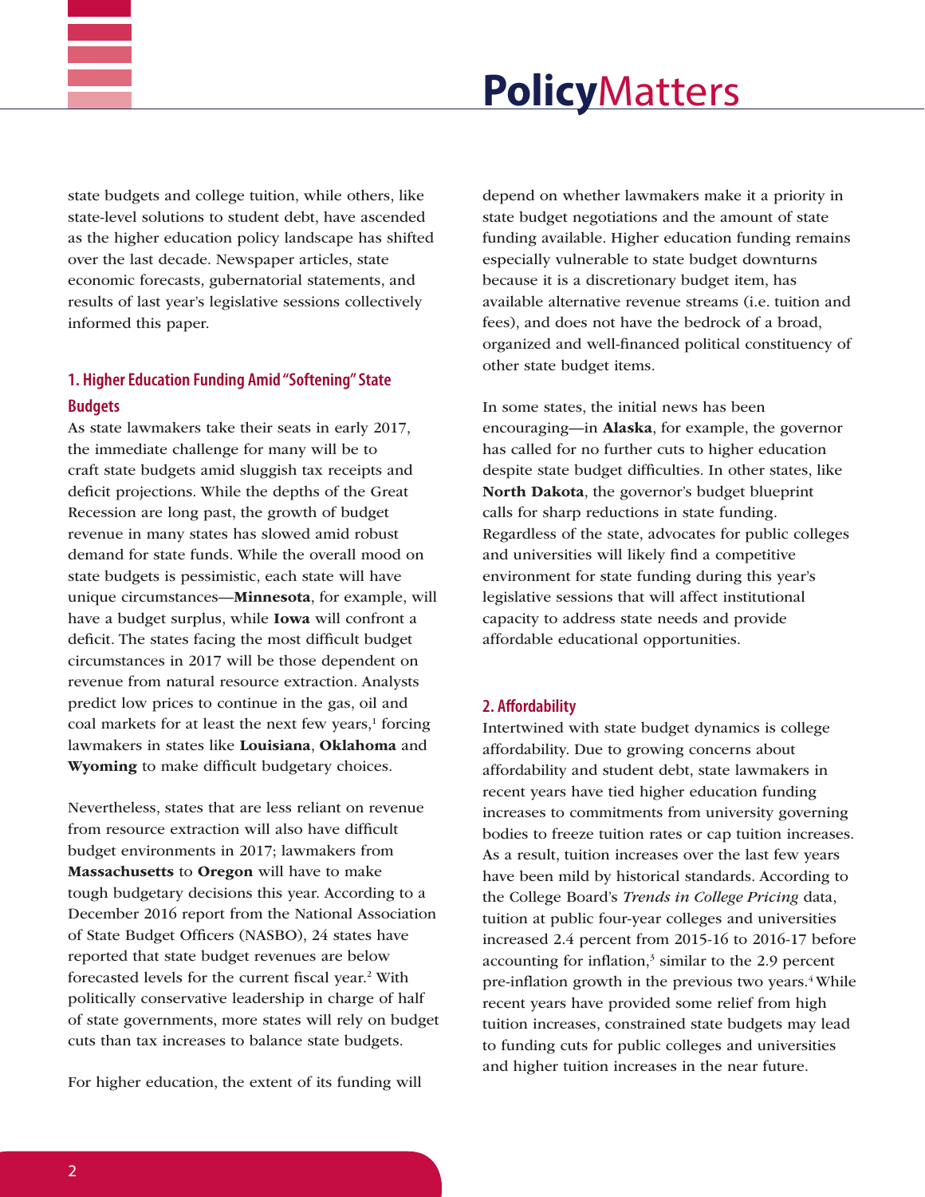state budgets and college tuition, while others, like state-level solutions to student debt, have ascended as the higher education policy landscape has shifted over the last decade. Newspaper articles, state economic forecasts, gubernatorial statements, and results of last year's legislative sessions collectively informed this paper.

## 1. Higher Education Funding Amid "Softening" State Budgets

As state lawmakers take their seats in early 2017, the immediate challenge for many will be to craft state budgets amid sluggish tax receipts and deficit projections. While the depths of the Great Recession are long past, the growth of budget revenue in many states has slowed amid robust demand for state funds. While the overall mood on state budgets is pessimistic, each state will have unique circumstances—**Minnesota**, for example, will have a budget surplus, while **Iowa** will confront a deficit. The states facing the most difficult budget circumstances in 2017 will be those dependent on revenue from natural resource extraction. Analysts predict low prices to continue in the gas, oil and coal markets for at least the next few years,[1] forcing lawmakers in states like **Louisiana**, **Oklahoma** and **Wyoming** to make difficult budgetary choices.

Nevertheless, states that are less reliant on revenue from resource extraction will also have difficult budget environments in 2017; lawmakers from **Massachusetts** to **Oregon** will have to make tough budgetary decisions this year. According to a December 2016 report from the National Association of State Budget Officers (NASBO), 24 states have reported that state budget revenues are below forecasted levels for the current fiscal year.[2] With politically conservative leadership in charge of half of state governments, more states will rely on budget cuts than tax increases to balance state budgets.

For higher education, the extent of its funding will depend on whether lawmakers make it a priority in state budget negotiations and the amount of state funding available. Higher education funding remains especially vulnerable to state budget downturns because it is a discretionary budget item, has available alternative revenue streams (i.e. tuition and fees), and does not have the bedrock of a broad, organized and well-financed political constituency of other state budget items.

In some states, the initial news has been encouraging—in **Alaska**, for example, the governor has called for no further cuts to higher education despite state budget difficulties. In other states, like **North Dakota**, the governor's budget blueprint calls for sharp reductions in state funding. Regardless of the state, advocates for public colleges and universities will likely find a competitive environment for state funding during this year's legislative sessions that will affect institutional capacity to address state needs and provide affordable educational opportunities.

## 2. Affordability

Intertwined with state budget dynamics is college affordability. Due to growing concerns about affordability and student debt, state lawmakers in recent years have tied higher education funding increases to commitments from university governing bodies to freeze tuition rates or cap tuition increases. As a result, tuition increases over the last few years have been mild by historical standards. According to the College Board's *Trends in College Pricing* data, tuition at public four-year colleges and universities increased 2.4 percent from 2015-16 to 2016-17 before accounting for inflation,[3] similar to the 2.9 percent pre-inflation growth in the previous two years.[4] While recent years have provided some relief from high tuition increases, constrained state budgets may lead to funding cuts for public colleges and universities and higher tuition increases in the near future.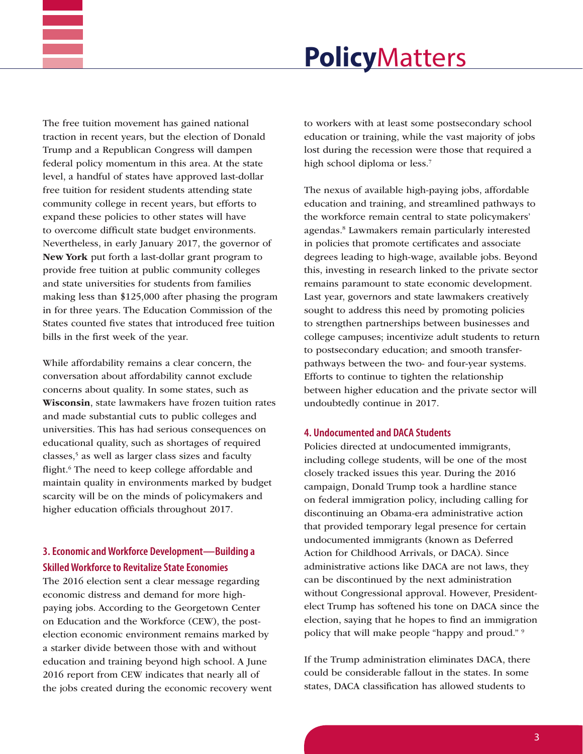The free tuition movement has gained national traction in recent years, but the election of Donald Trump and a Republican Congress will dampen federal policy momentum in this area. At the state level, a handful of states have approved last-dollar free tuition for resident students attending state community college in recent years, but efforts to expand these policies to other states will have to overcome difficult state budget environments. Nevertheless, in early January 2017, the governor of **New York** put forth a last-dollar grant program to provide free tuition at public community colleges and state universities for students from families making less than $125,000 after phasing the program in for three years. The Education Commission of the States counted five states that introduced free tuition bills in the first week of the year.

While affordability remains a clear concern, the conversation about affordability cannot exclude concerns about quality. In some states, such as **Wisconsin**, state lawmakers have frozen tuition rates and made substantial cuts to public colleges and universities. This has had serious consequences on educational quality, such as shortages of required classes,[5] as well as larger class sizes and faculty flight.[6] The need to keep college affordable and maintain quality in environments marked by budget scarcity will be on the minds of policymakers and higher education officials throughout 2017.

## 3. Economic and Workforce Development—Building a Skilled Workforce to Revitalize State Economies

The 2016 election sent a clear message regarding economic distress and demand for more high-paying jobs. According to the Georgetown Center on Education and the Workforce (CEW), the post-election economic environment remains marked by a starker divide between those with and without education and training beyond high school. A June 2016 report from CEW indicates that nearly all of the jobs created during the economic recovery went to workers with at least some postsecondary school education or training, while the vast majority of jobs lost during the recession were those that required a high school diploma or less.[7]

The nexus of available high-paying jobs, affordable education and training, and streamlined pathways to the workforce remain central to state policymakers' agendas.[8] Lawmakers remain particularly interested in policies that promote certificates and associate degrees leading to high-wage, available jobs. Beyond this, investing in research linked to the private sector remains paramount to state economic development. Last year, governors and state lawmakers creatively sought to address this need by promoting policies to strengthen partnerships between businesses and college campuses; incentivize adult students to return to postsecondary education; and smooth transfer-pathways between the two- and four-year systems. Efforts to continue to tighten the relationship between higher education and the private sector will undoubtedly continue in 2017.

## 4. Undocumented and DACA Students

Policies directed at undocumented immigrants, including college students, will be one of the most closely tracked issues this year. During the 2016 campaign, Donald Trump took a hardline stance on federal immigration policy, including calling for discontinuing an Obama-era administrative action that provided temporary legal presence for certain undocumented immigrants (known as Deferred Action for Childhood Arrivals, or DACA). Since administrative actions like DACA are not laws, they can be discontinued by the next administration without Congressional approval. However, President-elect Trump has softened his tone on DACA since the election, saying that he hopes to find an immigration policy that will make people "happy and proud." [9]

If the Trump administration eliminates DACA, there could be considerable fallout in the states. In some states, DACA classification has allowed students to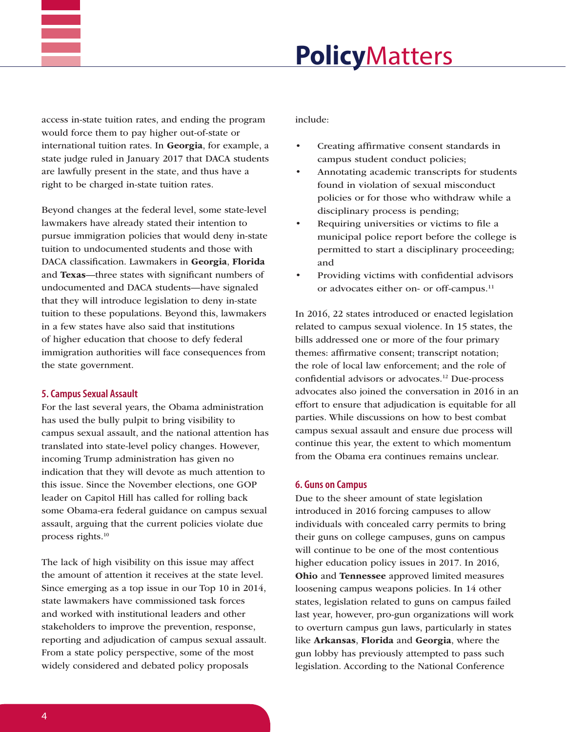access in-state tuition rates, and ending the program would force them to pay higher out-of-state or international tuition rates. In **Georgia**, for example, a state judge ruled in January 2017 that DACA students are lawfully present in the state, and thus have a right to be charged in-state tuition rates.

Beyond changes at the federal level, some state-level lawmakers have already stated their intention to pursue immigration policies that would deny in-state tuition to undocumented students and those with DACA classification. Lawmakers in **Georgia**, **Florida** and **Texas**—three states with significant numbers of undocumented and DACA students—have signaled that they will introduce legislation to deny in-state tuition to these populations. Beyond this, lawmakers in a few states have also said that institutions of higher education that choose to defy federal immigration authorities will face consequences from the state government.

### 5. Campus Sexual Assault

For the last several years, the Obama administration has used the bully pulpit to bring visibility to campus sexual assault, and the national attention has translated into state-level policy changes. However, incoming Trump administration has given no indication that they will devote as much attention to this issue. Since the November elections, one GOP leader on Capitol Hill has called for rolling back some Obama-era federal guidance on campus sexual assault, arguing that the current policies violate due process rights.[10]

The lack of high visibility on this issue may affect the amount of attention it receives at the state level. Since emerging as a top issue in our Top 10 in 2014, state lawmakers have commissioned task forces and worked with institutional leaders and other stakeholders to improve the prevention, response, reporting and adjudication of campus sexual assault. From a state policy perspective, some of the most widely considered and debated policy proposals include:

- Creating affirmative consent standards in campus student conduct policies;
- Annotating academic transcripts for students found in violation of sexual misconduct policies or for those who withdraw while a disciplinary process is pending;
- Requiring universities or victims to file a municipal police report before the college is permitted to start a disciplinary proceeding; and
- Providing victims with confidential advisors or advocates either on- or off-campus.[11]

In 2016, 22 states introduced or enacted legislation related to campus sexual violence. In 15 states, the bills addressed one or more of the four primary themes: affirmative consent; transcript notation; the role of local law enforcement; and the role of confidential advisors or advocates.[12] Due-process advocates also joined the conversation in 2016 in an effort to ensure that adjudication is equitable for all parties. While discussions on how to best combat campus sexual assault and ensure due process will continue this year, the extent to which momentum from the Obama era continues remains unclear.

### 6. Guns on Campus

Due to the sheer amount of state legislation introduced in 2016 forcing campuses to allow individuals with concealed carry permits to bring their guns on college campuses, guns on campus will continue to be one of the most contentious higher education policy issues in 2017. In 2016, **Ohio** and **Tennessee** approved limited measures loosening campus weapons policies. In 14 other states, legislation related to guns on campus failed last year, however, pro-gun organizations will work to overturn campus gun laws, particularly in states like **Arkansas**, **Florida** and **Georgia**, where the gun lobby has previously attempted to pass such legislation. According to the National Conference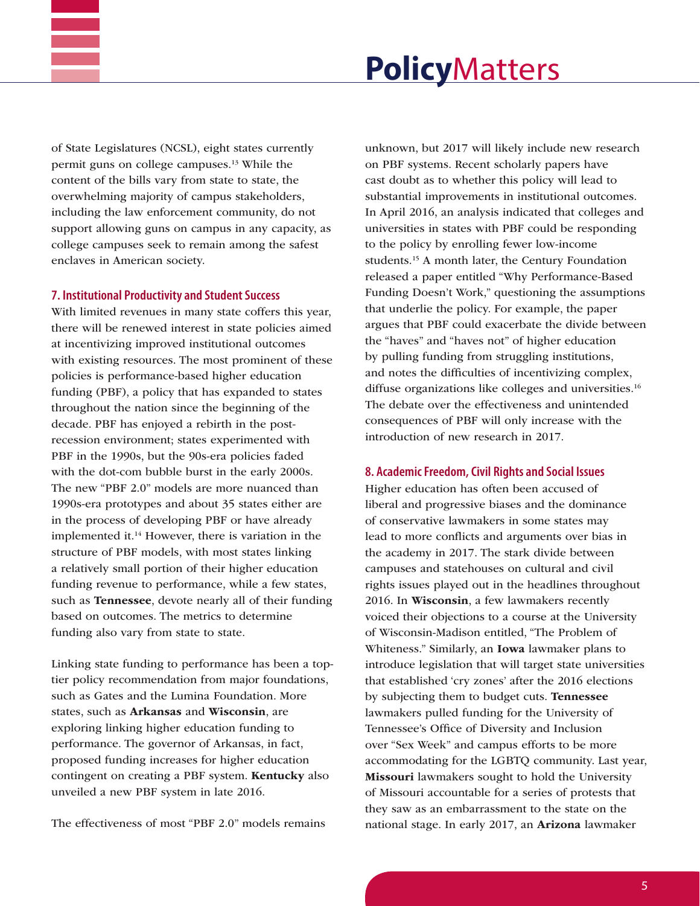of State Legislatures (NCSL), eight states currently permit guns on college campuses.[13] While the content of the bills vary from state to state, the overwhelming majority of campus stakeholders, including the law enforcement community, do not support allowing guns on campus in any capacity, as college campuses seek to remain among the safest enclaves in American society.

## 7. Institutional Productivity and Student Success

With limited revenues in many state coffers this year, there will be renewed interest in state policies aimed at incentivizing improved institutional outcomes with existing resources. The most prominent of these policies is performance-based higher education funding (PBF), a policy that has expanded to states throughout the nation since the beginning of the decade. PBF has enjoyed a rebirth in the post-recession environment; states experimented with PBF in the 1990s, but the 90s-era policies faded with the dot-com bubble burst in the early 2000s. The new "PBF 2.0" models are more nuanced than 1990s-era prototypes and about 35 states either are in the process of developing PBF or have already implemented it.[14] However, there is variation in the structure of PBF models, with most states linking a relatively small portion of their higher education funding revenue to performance, while a few states, such as **Tennessee**, devote nearly all of their funding based on outcomes. The metrics to determine funding also vary from state to state.

Linking state funding to performance has been a top-tier policy recommendation from major foundations, such as Gates and the Lumina Foundation. More states, such as **Arkansas** and **Wisconsin**, are exploring linking higher education funding to performance. The governor of Arkansas, in fact, proposed funding increases for higher education contingent on creating a PBF system. **Kentucky** also unveiled a new PBF system in late 2016.

The effectiveness of most "PBF 2.0" models remains unknown, but 2017 will likely include new research on PBF systems. Recent scholarly papers have cast doubt as to whether this policy will lead to substantial improvements in institutional outcomes. In April 2016, an analysis indicated that colleges and universities in states with PBF could be responding to the policy by enrolling fewer low-income students.[15] A month later, the Century Foundation released a paper entitled "Why Performance-Based Funding Doesn't Work," questioning the assumptions that underlie the policy. For example, the paper argues that PBF could exacerbate the divide between the "haves" and "haves not" of higher education by pulling funding from struggling institutions, and notes the difficulties of incentivizing complex, diffuse organizations like colleges and universities.[16] The debate over the effectiveness and unintended consequences of PBF will only increase with the introduction of new research in 2017.

## 8. Academic Freedom, Civil Rights and Social Issues

Higher education has often been accused of liberal and progressive biases and the dominance of conservative lawmakers in some states may lead to more conflicts and arguments over bias in the academy in 2017. The stark divide between campuses and statehouses on cultural and civil rights issues played out in the headlines throughout 2016. In **Wisconsin**, a few lawmakers recently voiced their objections to a course at the University of Wisconsin-Madison entitled, "The Problem of Whiteness." Similarly, an **Iowa** lawmaker plans to introduce legislation that will target state universities that established 'cry zones' after the 2016 elections by subjecting them to budget cuts. **Tennessee** lawmakers pulled funding for the University of Tennessee's Office of Diversity and Inclusion over "Sex Week" and campus efforts to be more accommodating for the LGBTQ community. Last year, **Missouri** lawmakers sought to hold the University of Missouri accountable for a series of protests that they saw as an embarrassment to the state on the national stage. In early 2017, an **Arizona** lawmaker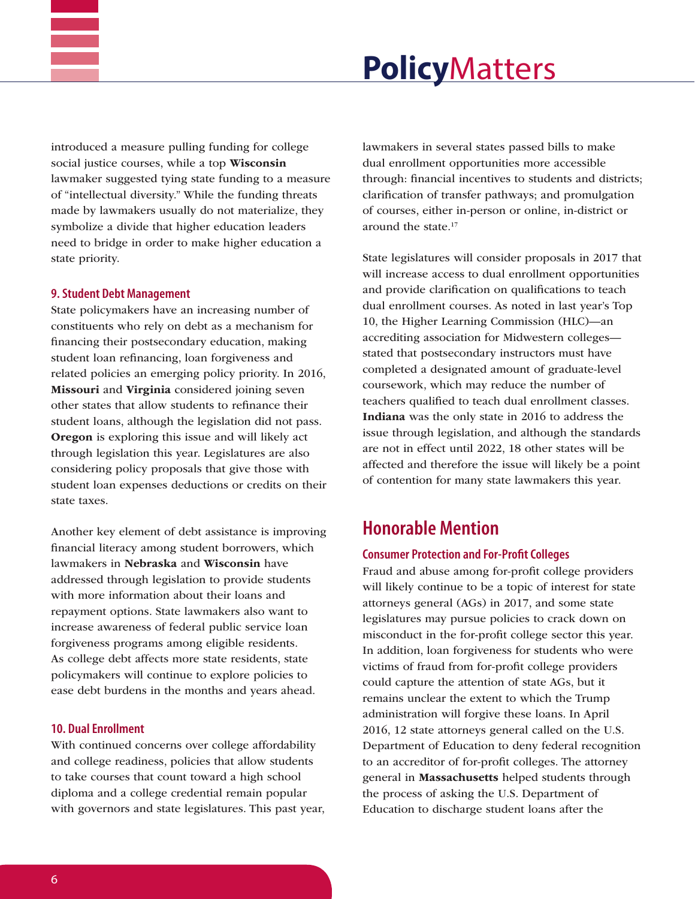introduced a measure pulling funding for college social justice courses, while a top **Wisconsin** lawmaker suggested tying state funding to a measure of "intellectual diversity." While the funding threats made by lawmakers usually do not materialize, they symbolize a divide that higher education leaders need to bridge in order to make higher education a state priority.

### 9. Student Debt Management

State policymakers have an increasing number of constituents who rely on debt as a mechanism for financing their postsecondary education, making student loan refinancing, loan forgiveness and related policies an emerging policy priority. In 2016, **Missouri** and **Virginia** considered joining seven other states that allow students to refinance their student loans, although the legislation did not pass. **Oregon** is exploring this issue and will likely act through legislation this year. Legislatures are also considering policy proposals that give those with student loan expenses deductions or credits on their state taxes.

Another key element of debt assistance is improving financial literacy among student borrowers, which lawmakers in **Nebraska** and **Wisconsin** have addressed through legislation to provide students with more information about their loans and repayment options. State lawmakers also want to increase awareness of federal public service loan forgiveness programs among eligible residents. As college debt affects more state residents, state policymakers will continue to explore policies to ease debt burdens in the months and years ahead.

### 10. Dual Enrollment

With continued concerns over college affordability and college readiness, policies that allow students to take courses that count toward a high school diploma and a college credential remain popular with governors and state legislatures. This past year, lawmakers in several states passed bills to make dual enrollment opportunities more accessible through: financial incentives to students and districts; clarification of transfer pathways; and promulgation of courses, either in-person or online, in-district or around the state.[17]

State legislatures will consider proposals in 2017 that will increase access to dual enrollment opportunities and provide clarification on qualifications to teach dual enrollment courses. As noted in last year's Top 10, the Higher Learning Commission (HLC)—an accrediting association for Midwestern colleges—stated that postsecondary instructors must have completed a designated amount of graduate-level coursework, which may reduce the number of teachers qualified to teach dual enrollment classes. **Indiana** was the only state in 2016 to address the issue through legislation, and although the standards are not in effect until 2022, 18 other states will be affected and therefore the issue will likely be a point of contention for many state lawmakers this year.

## Honorable Mention

### Consumer Protection and For-Profit Colleges

Fraud and abuse among for-profit college providers will likely continue to be a topic of interest for state attorneys general (AGs) in 2017, and some state legislatures may pursue policies to crack down on misconduct in the for-profit college sector this year. In addition, loan forgiveness for students who were victims of fraud from for-profit college providers could capture the attention of state AGs, but it remains unclear the extent to which the Trump administration will forgive these loans. In April 2016, 12 state attorneys general called on the U.S. Department of Education to deny federal recognition to an accreditor of for-profit colleges. The attorney general in **Massachusetts** helped students through the process of asking the U.S. Department of Education to discharge student loans after the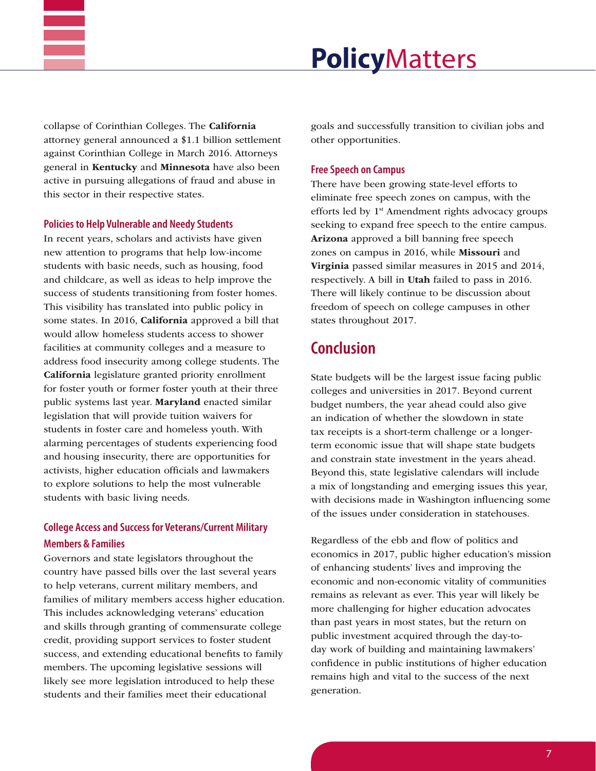collapse of Corinthian Colleges. The **California** attorney general announced a $1.1 billion settlement against Corinthian College in March 2016. Attorneys general in **Kentucky** and **Minnesota** have also been active in pursuing allegations of fraud and abuse in this sector in their respective states.

### Policies to Help Vulnerable and Needy Students

In recent years, scholars and activists have given new attention to programs that help low-income students with basic needs, such as housing, food and childcare, as well as ideas to help improve the success of students transitioning from foster homes. This visibility has translated into public policy in some states. In 2016, **California** approved a bill that would allow homeless students access to shower facilities at community colleges and a measure to address food insecurity among college students. The **California** legislature granted priority enrollment for foster youth or former foster youth at their three public systems last year. **Maryland** enacted similar legislation that will provide tuition waivers for students in foster care and homeless youth. With alarming percentages of students experiencing food and housing insecurity, there are opportunities for activists, higher education officials and lawmakers to explore solutions to help the most vulnerable students with basic living needs.

### College Access and Success for Veterans/Current Military Members & Families

Governors and state legislators throughout the country have passed bills over the last several years to help veterans, current military members, and families of military members access higher education. This includes acknowledging veterans' education and skills through granting of commensurate college credit, providing support services to foster student success, and extending educational benefits to family members. The upcoming legislative sessions will likely see more legislation introduced to help these students and their families meet their educational goals and successfully transition to civilian jobs and other opportunities.

### Free Speech on Campus

There have been growing state-level efforts to eliminate free speech zones on campus, with the efforts led by 1st Amendment rights advocacy groups seeking to expand free speech to the entire campus. **Arizona** approved a bill banning free speech zones on campus in 2016, while **Missouri** and **Virginia** passed similar measures in 2015 and 2014, respectively. A bill in **Utah** failed to pass in 2016. There will likely continue to be discussion about freedom of speech on college campuses in other states throughout 2017.

## Conclusion

State budgets will be the largest issue facing public colleges and universities in 2017. Beyond current budget numbers, the year ahead could also give an indication of whether the slowdown in state tax receipts is a short-term challenge or a longer-term economic issue that will shape state budgets and constrain state investment in the years ahead. Beyond this, state legislative calendars will include a mix of longstanding and emerging issues this year, with decisions made in Washington influencing some of the issues under consideration in statehouses.

Regardless of the ebb and flow of politics and economics in 2017, public higher education's mission of enhancing students' lives and improving the economic and non-economic vitality of communities remains as relevant as ever. This year will likely be more challenging for higher education advocates than past years in most states, but the return on public investment acquired through the day-to-day work of building and maintaining lawmakers' confidence in public institutions of higher education remains high and vital to the success of the next generation.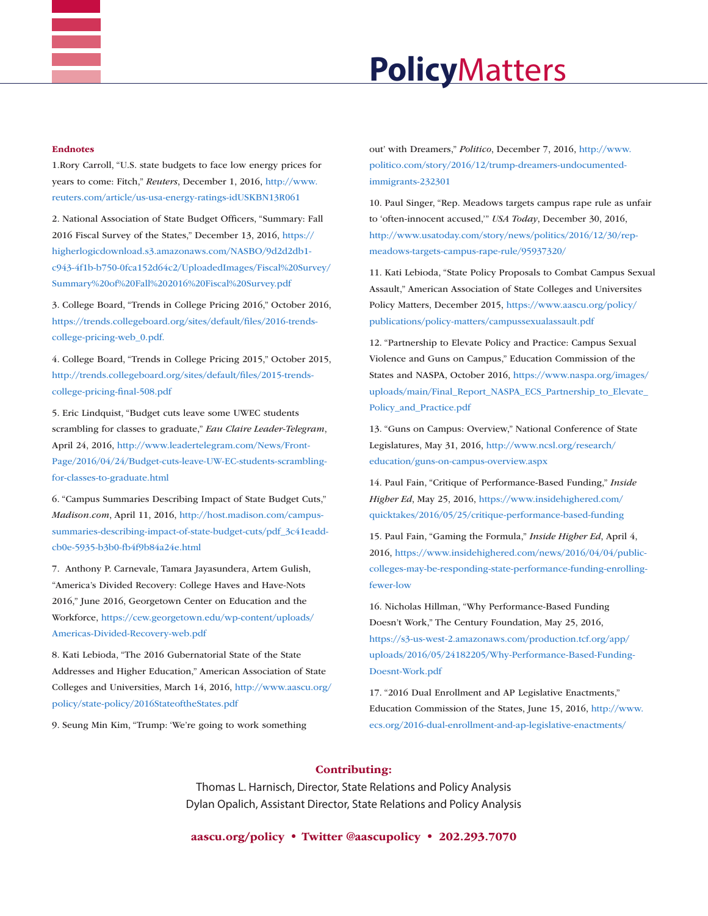### Endnotes

1.Rory Carroll, "U.S. state budgets to face low energy prices for years to come: Fitch," *Reuters*, December 1, 2016, http://www.reuters.com/article/us-usa-energy-ratings-idUSKBN13R061

2. National Association of State Budget Officers, "Summary: Fall 2016 Fiscal Survey of the States," December 13, 2016, https://higherlogicdownload.s3.amazonaws.com/NASBO/9d2d2db1-c943-4f1b-b750-0fca152d64c2/UploadedImages/Fiscal%20Survey/Summary%20of%20Fall%202016%20Fiscal%20Survey.pdf

3. College Board, "Trends in College Pricing 2016," October 2016, https://trends.collegeboard.org/sites/default/files/2016-trends-college-pricing-web_0.pdf.

4. College Board, "Trends in College Pricing 2015," October 2015, http://trends.collegeboard.org/sites/default/files/2015-trends-college-pricing-final-508.pdf

5. Eric Lindquist, "Budget cuts leave some UWEC students scrambling for classes to graduate," *Eau Claire Leader-Telegram*, April 24, 2016, http://www.leadertelegram.com/News/Front-Page/2016/04/24/Budget-cuts-leave-UW-EC-students-scrambling-for-classes-to-graduate.html

6. "Campus Summaries Describing Impact of State Budget Cuts," *Madison.com*, April 11, 2016, http://host.madison.com/campus-summaries-describing-impact-of-state-budget-cuts/pdf_3c41eadd-cb0e-5935-b3b0-fb4f9b84a24e.html

7. Anthony P. Carnevale, Tamara Jayasundera, Artem Gulish, "America's Divided Recovery: College Haves and Have-Nots 2016," June 2016, Georgetown Center on Education and the Workforce, https://cew.georgetown.edu/wp-content/uploads/Americas-Divided-Recovery-web.pdf

8. Kati Lebioda, "The 2016 Gubernatorial State of the State Addresses and Higher Education," American Association of State Colleges and Universities, March 14, 2016, http://www.aascu.org/policy/state-policy/2016StateoftheStates.pdf

9. Seung Min Kim, "Trump: 'We're going to work something out' with Dreamers," *Politico*, December 7, 2016, http://www.politico.com/story/2016/12/trump-dreamers-undocumented-immigrants-232301

10. Paul Singer, "Rep. Meadows targets campus rape rule as unfair to 'often-innocent accused,'" *USA Today*, December 30, 2016, http://www.usatoday.com/story/news/politics/2016/12/30/rep-meadows-targets-campus-rape-rule/95937320/

11. Kati Lebioda, "State Policy Proposals to Combat Campus Sexual Assault," American Association of State Colleges and Universites Policy Matters, December 2015, https://www.aascu.org/policy/publications/policy-matters/campussexualassault.pdf

12. "Partnership to Elevate Policy and Practice: Campus Sexual Violence and Guns on Campus," Education Commission of the States and NASPA, October 2016, https://www.naspa.org/images/uploads/main/Final_Report_NASPA_ECS_Partnership_to_Elevate_Policy_and_Practice.pdf

13. "Guns on Campus: Overview," National Conference of State Legislatures, May 31, 2016, http://www.ncsl.org/research/education/guns-on-campus-overview.aspx

14. Paul Fain, "Critique of Performance-Based Funding," *Inside Higher Ed*, May 25, 2016, https://www.insidehighered.com/quicktakes/2016/05/25/critique-performance-based-funding

15. Paul Fain, "Gaming the Formula," *Inside Higher Ed*, April 4, 2016, https://www.insidehighered.com/news/2016/04/04/public-colleges-may-be-responding-state-performance-funding-enrolling-fewer-low

16. Nicholas Hillman, "Why Performance-Based Funding Doesn't Work," The Century Foundation, May 25, 2016, https://s3-us-west-2.amazonaws.com/production.tcf.org/app/uploads/2016/05/24182205/Why-Performance-Based-Funding-Doesnt-Work.pdf

17. "2016 Dual Enrollment and AP Legislative Enactments," Education Commission of the States, June 15, 2016, http://www.ecs.org/2016-dual-enrollment-and-ap-legislative-enactments/

**Contributing:**

Thomas L. Harnisch, Director, State Relations and Policy Analysis
Dylan Opalich, Assistant Director, State Relations and Policy Analysis

**aascu.org/policy • Twitter @aascupolicy • 202.293.7070**